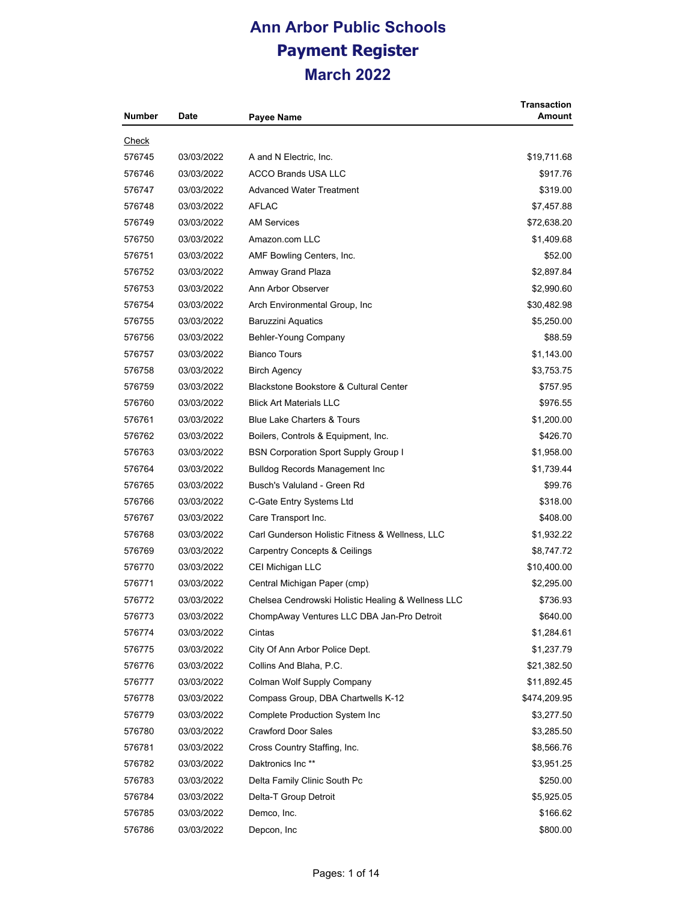# Ann Arbor Public Schools

## Payment Register

### March 2022

| Number | Date | Payee Name | Transaction Amount |
|---|---|---|---|
| Check | | | |
| 576745 | 03/03/2022 | A and N Electric, Inc. | $19,711.68 |
| 576746 | 03/03/2022 | ACCO Brands USA LLC | $917.76 |
| 576747 | 03/03/2022 | Advanced Water Treatment | $319.00 |
| 576748 | 03/03/2022 | AFLAC | $7,457.88 |
| 576749 | 03/03/2022 | AM Services | $72,638.20 |
| 576750 | 03/03/2022 | Amazon.com LLC | $1,409.68 |
| 576751 | 03/03/2022 | AMF Bowling Centers, Inc. | $52.00 |
| 576752 | 03/03/2022 | Amway Grand Plaza | $2,897.84 |
| 576753 | 03/03/2022 | Ann Arbor Observer | $2,990.60 |
| 576754 | 03/03/2022 | Arch Environmental Group, Inc | $30,482.98 |
| 576755 | 03/03/2022 | Baruzzini Aquatics | $5,250.00 |
| 576756 | 03/03/2022 | Behler-Young Company | $88.59 |
| 576757 | 03/03/2022 | Bianco Tours | $1,143.00 |
| 576758 | 03/03/2022 | Birch Agency | $3,753.75 |
| 576759 | 03/03/2022 | Blackstone Bookstore & Cultural Center | $757.95 |
| 576760 | 03/03/2022 | Blick Art Materials LLC | $976.55 |
| 576761 | 03/03/2022 | Blue Lake Charters & Tours | $1,200.00 |
| 576762 | 03/03/2022 | Boilers, Controls & Equipment, Inc. | $426.70 |
| 576763 | 03/03/2022 | BSN Corporation Sport Supply Group I | $1,958.00 |
| 576764 | 03/03/2022 | Bulldog Records Management Inc | $1,739.44 |
| 576765 | 03/03/2022 | Busch's Valuland - Green Rd | $99.76 |
| 576766 | 03/03/2022 | C-Gate Entry Systems Ltd | $318.00 |
| 576767 | 03/03/2022 | Care Transport Inc. | $408.00 |
| 576768 | 03/03/2022 | Carl Gunderson Holistic Fitness & Wellness, LLC | $1,932.22 |
| 576769 | 03/03/2022 | Carpentry Concepts & Ceilings | $8,747.72 |
| 576770 | 03/03/2022 | CEI Michigan LLC | $10,400.00 |
| 576771 | 03/03/2022 | Central Michigan Paper (cmp) | $2,295.00 |
| 576772 | 03/03/2022 | Chelsea Cendrowski Holistic Healing & Wellness LLC | $736.93 |
| 576773 | 03/03/2022 | ChompAway Ventures LLC DBA Jan-Pro Detroit | $640.00 |
| 576774 | 03/03/2022 | Cintas | $1,284.61 |
| 576775 | 03/03/2022 | City Of Ann Arbor Police Dept. | $1,237.79 |
| 576776 | 03/03/2022 | Collins And Blaha, P.C. | $21,382.50 |
| 576777 | 03/03/2022 | Colman Wolf Supply Company | $11,892.45 |
| 576778 | 03/03/2022 | Compass Group, DBA Chartwells K-12 | $474,209.95 |
| 576779 | 03/03/2022 | Complete Production System Inc | $3,277.50 |
| 576780 | 03/03/2022 | Crawford Door Sales | $3,285.50 |
| 576781 | 03/03/2022 | Cross Country Staffing, Inc. | $8,566.76 |
| 576782 | 03/03/2022 | Daktronics Inc ** | $3,951.25 |
| 576783 | 03/03/2022 | Delta Family Clinic South Pc | $250.00 |
| 576784 | 03/03/2022 | Delta-T Group Detroit | $5,925.05 |
| 576785 | 03/03/2022 | Demco, Inc. | $166.62 |
| 576786 | 03/03/2022 | Depcon, Inc | $800.00 |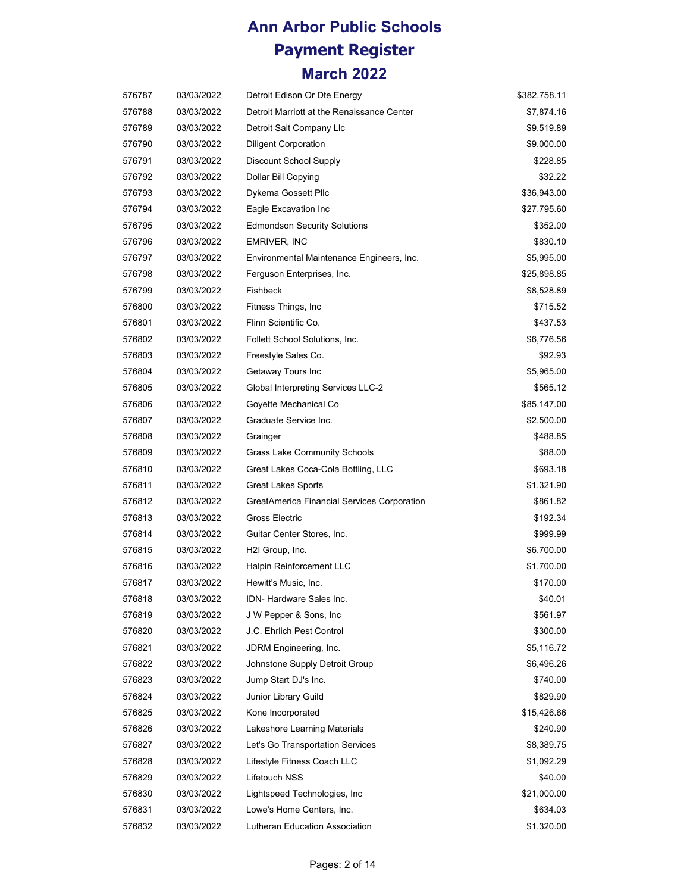# Ann Arbor Public Schools
# Payment Register
# March 2022

| | | | |
|---|---|---|---|
| 576787 | 03/03/2022 | Detroit Edison Or Dte Energy | $382,758.11 |
| 576788 | 03/03/2022 | Detroit Marriott at the Renaissance Center | $7,874.16 |
| 576789 | 03/03/2022 | Detroit Salt Company Llc | $9,519.89 |
| 576790 | 03/03/2022 | Diligent Corporation | $9,000.00 |
| 576791 | 03/03/2022 | Discount School Supply | $228.85 |
| 576792 | 03/03/2022 | Dollar Bill Copying | $32.22 |
| 576793 | 03/03/2022 | Dykema Gossett Pllc | $36,943.00 |
| 576794 | 03/03/2022 | Eagle Excavation Inc | $27,795.60 |
| 576795 | 03/03/2022 | Edmondson Security Solutions | $352.00 |
| 576796 | 03/03/2022 | EMRIVER, INC | $830.10 |
| 576797 | 03/03/2022 | Environmental Maintenance Engineers, Inc. | $5,995.00 |
| 576798 | 03/03/2022 | Ferguson Enterprises, Inc. | $25,898.85 |
| 576799 | 03/03/2022 | Fishbeck | $8,528.89 |
| 576800 | 03/03/2022 | Fitness Things, Inc | $715.52 |
| 576801 | 03/03/2022 | Flinn Scientific Co. | $437.53 |
| 576802 | 03/03/2022 | Follett School Solutions, Inc. | $6,776.56 |
| 576803 | 03/03/2022 | Freestyle Sales Co. | $92.93 |
| 576804 | 03/03/2022 | Getaway Tours Inc | $5,965.00 |
| 576805 | 03/03/2022 | Global Interpreting Services LLC-2 | $565.12 |
| 576806 | 03/03/2022 | Goyette Mechanical Co | $85,147.00 |
| 576807 | 03/03/2022 | Graduate Service Inc. | $2,500.00 |
| 576808 | 03/03/2022 | Grainger | $488.85 |
| 576809 | 03/03/2022 | Grass Lake Community Schools | $88.00 |
| 576810 | 03/03/2022 | Great Lakes Coca-Cola Bottling, LLC | $693.18 |
| 576811 | 03/03/2022 | Great Lakes Sports | $1,321.90 |
| 576812 | 03/03/2022 | GreatAmerica Financial Services Corporation | $861.82 |
| 576813 | 03/03/2022 | Gross Electric | $192.34 |
| 576814 | 03/03/2022 | Guitar Center Stores, Inc. | $999.99 |
| 576815 | 03/03/2022 | H2I Group, Inc. | $6,700.00 |
| 576816 | 03/03/2022 | Halpin Reinforcement LLC | $1,700.00 |
| 576817 | 03/03/2022 | Hewitt's Music, Inc. | $170.00 |
| 576818 | 03/03/2022 | IDN- Hardware Sales Inc. | $40.01 |
| 576819 | 03/03/2022 | J W Pepper & Sons, Inc | $561.97 |
| 576820 | 03/03/2022 | J.C. Ehrlich Pest Control | $300.00 |
| 576821 | 03/03/2022 | JDRM Engineering, Inc. | $5,116.72 |
| 576822 | 03/03/2022 | Johnstone Supply Detroit Group | $6,496.26 |
| 576823 | 03/03/2022 | Jump Start DJ's Inc. | $740.00 |
| 576824 | 03/03/2022 | Junior Library Guild | $829.90 |
| 576825 | 03/03/2022 | Kone Incorporated | $15,426.66 |
| 576826 | 03/03/2022 | Lakeshore Learning Materials | $240.90 |
| 576827 | 03/03/2022 | Let's Go Transportation Services | $8,389.75 |
| 576828 | 03/03/2022 | Lifestyle Fitness Coach LLC | $1,092.29 |
| 576829 | 03/03/2022 | Lifetouch NSS | $40.00 |
| 576830 | 03/03/2022 | Lightspeed Technologies, Inc | $21,000.00 |
| 576831 | 03/03/2022 | Lowe's Home Centers, Inc. | $634.03 |
| 576832 | 03/03/2022 | Lutheran Education Association | $1,320.00 |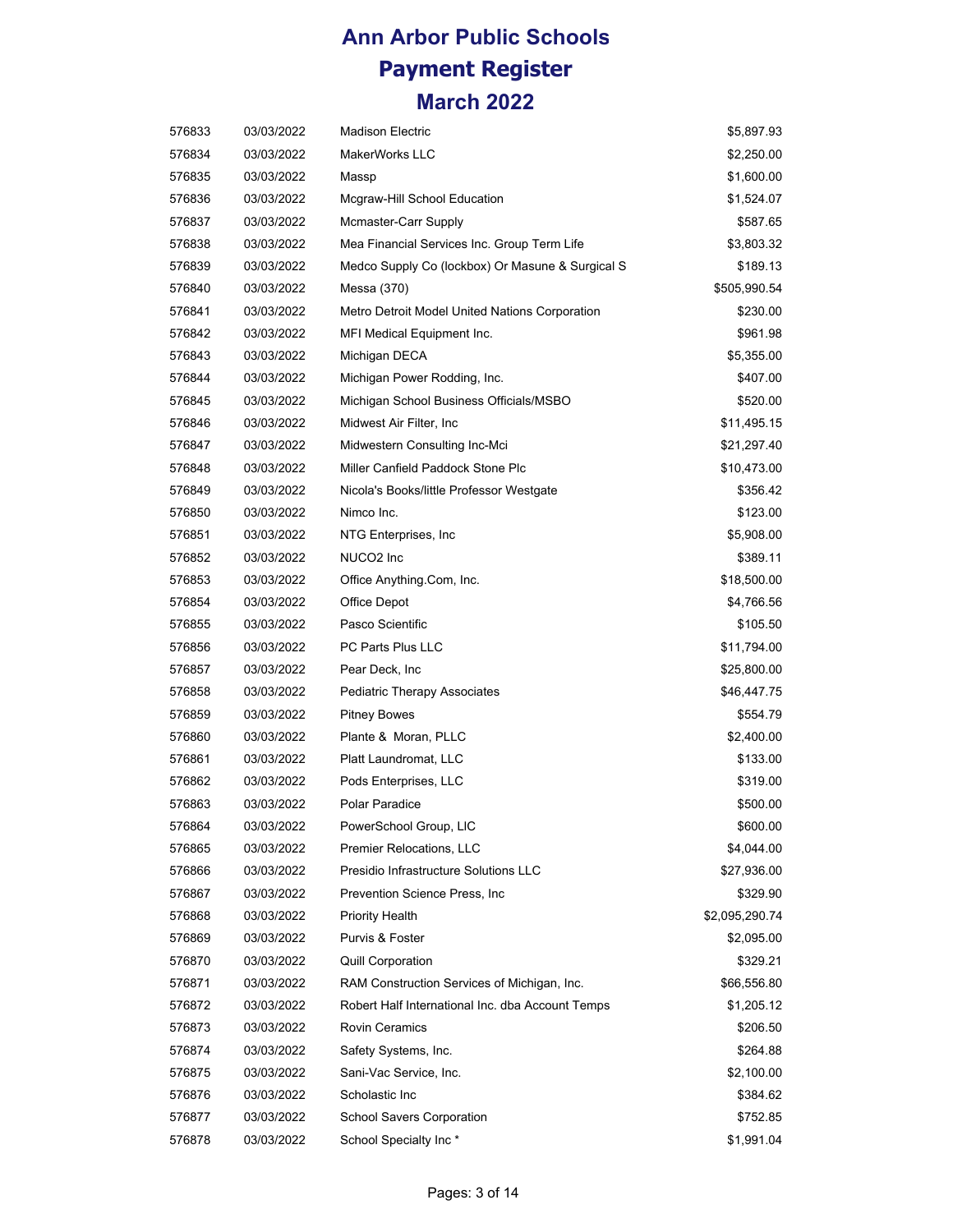# Ann Arbor Public Schools
# Payment Register
# March 2022

| | | | |
|---|---|---|---|
| 576833 | 03/03/2022 | Madison Electric | $5,897.93 |
| 576834 | 03/03/2022 | MakerWorks LLC | $2,250.00 |
| 576835 | 03/03/2022 | Massp | $1,600.00 |
| 576836 | 03/03/2022 | Mcgraw-Hill School Education | $1,524.07 |
| 576837 | 03/03/2022 | Mcmaster-Carr Supply | $587.65 |
| 576838 | 03/03/2022 | Mea Financial Services Inc. Group Term Life | $3,803.32 |
| 576839 | 03/03/2022 | Medco Supply Co (lockbox) Or Masune & Surgical S | $189.13 |
| 576840 | 03/03/2022 | Messa (370) | $505,990.54 |
| 576841 | 03/03/2022 | Metro Detroit Model United Nations Corporation | $230.00 |
| 576842 | 03/03/2022 | MFI Medical Equipment Inc. | $961.98 |
| 576843 | 03/03/2022 | Michigan DECA | $5,355.00 |
| 576844 | 03/03/2022 | Michigan Power Rodding, Inc. | $407.00 |
| 576845 | 03/03/2022 | Michigan School Business Officials/MSBO | $520.00 |
| 576846 | 03/03/2022 | Midwest Air Filter, Inc | $11,495.15 |
| 576847 | 03/03/2022 | Midwestern Consulting Inc-Mci | $21,297.40 |
| 576848 | 03/03/2022 | Miller Canfield Paddock Stone Plc | $10,473.00 |
| 576849 | 03/03/2022 | Nicola's Books/little Professor Westgate | $356.42 |
| 576850 | 03/03/2022 | Nimco Inc. | $123.00 |
| 576851 | 03/03/2022 | NTG Enterprises, Inc | $5,908.00 |
| 576852 | 03/03/2022 | NUCO2 Inc | $389.11 |
| 576853 | 03/03/2022 | Office Anything.Com, Inc. | $18,500.00 |
| 576854 | 03/03/2022 | Office Depot | $4,766.56 |
| 576855 | 03/03/2022 | Pasco Scientific | $105.50 |
| 576856 | 03/03/2022 | PC Parts Plus LLC | $11,794.00 |
| 576857 | 03/03/2022 | Pear Deck, Inc | $25,800.00 |
| 576858 | 03/03/2022 | Pediatric Therapy Associates | $46,447.75 |
| 576859 | 03/03/2022 | Pitney Bowes | $554.79 |
| 576860 | 03/03/2022 | Plante & Moran, PLLC | $2,400.00 |
| 576861 | 03/03/2022 | Platt Laundromat, LLC | $133.00 |
| 576862 | 03/03/2022 | Pods Enterprises, LLC | $319.00 |
| 576863 | 03/03/2022 | Polar Paradice | $500.00 |
| 576864 | 03/03/2022 | PowerSchool Group, LlC | $600.00 |
| 576865 | 03/03/2022 | Premier Relocations, LLC | $4,044.00 |
| 576866 | 03/03/2022 | Presidio Infrastructure Solutions LLC | $27,936.00 |
| 576867 | 03/03/2022 | Prevention Science Press, Inc | $329.90 |
| 576868 | 03/03/2022 | Priority Health | $2,095,290.74 |
| 576869 | 03/03/2022 | Purvis & Foster | $2,095.00 |
| 576870 | 03/03/2022 | Quill Corporation | $329.21 |
| 576871 | 03/03/2022 | RAM Construction Services of Michigan, Inc. | $66,556.80 |
| 576872 | 03/03/2022 | Robert Half International Inc. dba Account Temps | $1,205.12 |
| 576873 | 03/03/2022 | Rovin Ceramics | $206.50 |
| 576874 | 03/03/2022 | Safety Systems, Inc. | $264.88 |
| 576875 | 03/03/2022 | Sani-Vac Service, Inc. | $2,100.00 |
| 576876 | 03/03/2022 | Scholastic Inc | $384.62 |
| 576877 | 03/03/2022 | School Savers Corporation | $752.85 |
| 576878 | 03/03/2022 | School Specialty Inc * | $1,991.04 |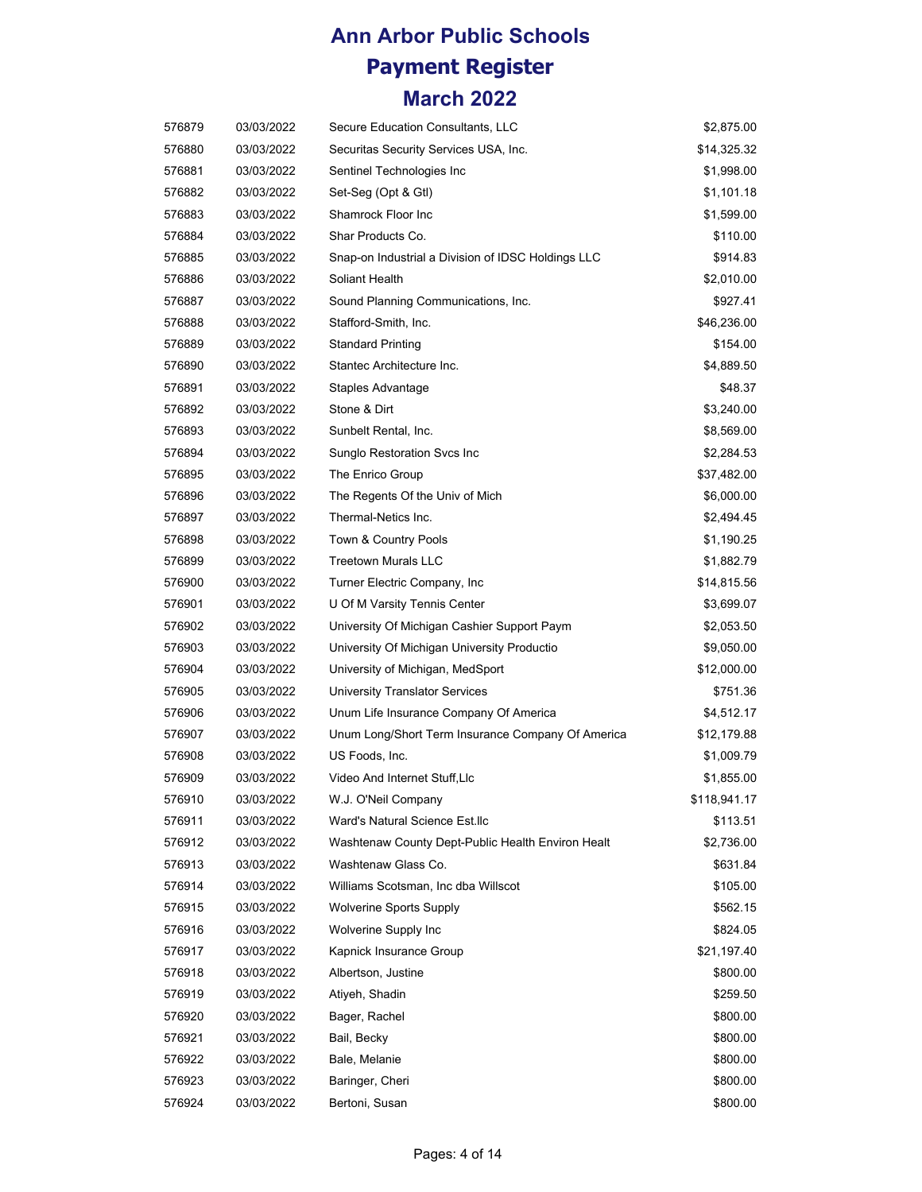# Ann Arbor Public Schools
# Payment Register
## March 2022

| | | | |
|---|---|---|---|
| 576879 | 03/03/2022 | Secure Education Consultants, LLC | $2,875.00 |
| 576880 | 03/03/2022 | Securitas Security Services USA, Inc. | $14,325.32 |
| 576881 | 03/03/2022 | Sentinel Technologies Inc | $1,998.00 |
| 576882 | 03/03/2022 | Set-Seg (Opt & Gtl) | $1,101.18 |
| 576883 | 03/03/2022 | Shamrock Floor Inc | $1,599.00 |
| 576884 | 03/03/2022 | Shar Products Co. | $110.00 |
| 576885 | 03/03/2022 | Snap-on Industrial a Division of IDSC Holdings LLC | $914.83 |
| 576886 | 03/03/2022 | Soliant Health | $2,010.00 |
| 576887 | 03/03/2022 | Sound Planning Communications, Inc. | $927.41 |
| 576888 | 03/03/2022 | Stafford-Smith, Inc. | $46,236.00 |
| 576889 | 03/03/2022 | Standard Printing | $154.00 |
| 576890 | 03/03/2022 | Stantec Architecture Inc. | $4,889.50 |
| 576891 | 03/03/2022 | Staples Advantage | $48.37 |
| 576892 | 03/03/2022 | Stone & Dirt | $3,240.00 |
| 576893 | 03/03/2022 | Sunbelt Rental, Inc. | $8,569.00 |
| 576894 | 03/03/2022 | Sunglo Restoration Svcs Inc | $2,284.53 |
| 576895 | 03/03/2022 | The Enrico Group | $37,482.00 |
| 576896 | 03/03/2022 | The Regents Of the Univ of Mich | $6,000.00 |
| 576897 | 03/03/2022 | Thermal-Netics Inc. | $2,494.45 |
| 576898 | 03/03/2022 | Town & Country Pools | $1,190.25 |
| 576899 | 03/03/2022 | Treetown Murals LLC | $1,882.79 |
| 576900 | 03/03/2022 | Turner Electric Company, Inc | $14,815.56 |
| 576901 | 03/03/2022 | U Of M Varsity Tennis Center | $3,699.07 |
| 576902 | 03/03/2022 | University Of Michigan Cashier Support Paym | $2,053.50 |
| 576903 | 03/03/2022 | University Of Michigan University Productio | $9,050.00 |
| 576904 | 03/03/2022 | University of Michigan, MedSport | $12,000.00 |
| 576905 | 03/03/2022 | University Translator Services | $751.36 |
| 576906 | 03/03/2022 | Unum Life Insurance Company Of America | $4,512.17 |
| 576907 | 03/03/2022 | Unum Long/Short Term Insurance Company Of America | $12,179.88 |
| 576908 | 03/03/2022 | US Foods, Inc. | $1,009.79 |
| 576909 | 03/03/2022 | Video And Internet Stuff,Llc | $1,855.00 |
| 576910 | 03/03/2022 | W.J. O'Neil Company | $118,941.17 |
| 576911 | 03/03/2022 | Ward's Natural Science Est.llc | $113.51 |
| 576912 | 03/03/2022 | Washtenaw County Dept-Public Health Environ Healt | $2,736.00 |
| 576913 | 03/03/2022 | Washtenaw Glass Co. | $631.84 |
| 576914 | 03/03/2022 | Williams Scotsman, Inc dba Willscot | $105.00 |
| 576915 | 03/03/2022 | Wolverine Sports Supply | $562.15 |
| 576916 | 03/03/2022 | Wolverine Supply Inc | $824.05 |
| 576917 | 03/03/2022 | Kapnick Insurance Group | $21,197.40 |
| 576918 | 03/03/2022 | Albertson, Justine | $800.00 |
| 576919 | 03/03/2022 | Atiyeh, Shadin | $259.50 |
| 576920 | 03/03/2022 | Bager, Rachel | $800.00 |
| 576921 | 03/03/2022 | Bail, Becky | $800.00 |
| 576922 | 03/03/2022 | Bale, Melanie | $800.00 |
| 576923 | 03/03/2022 | Baringer, Cheri | $800.00 |
| 576924 | 03/03/2022 | Bertoni, Susan | $800.00 |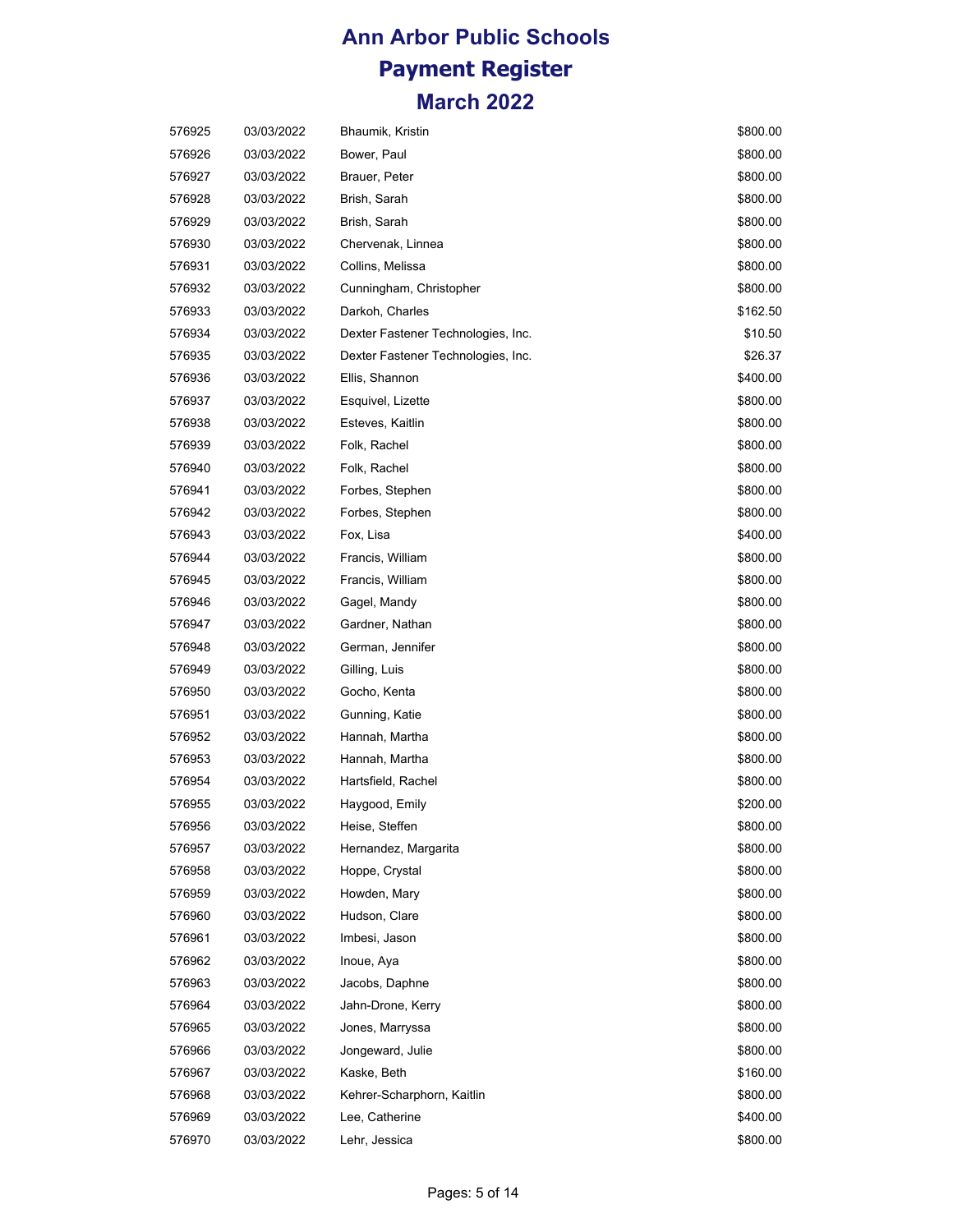# Ann Arbor Public Schools
# Payment Register
# March 2022

| | | | |
|---|---|---|---|
| 576925 | 03/03/2022 | Bhaumik, Kristin | $800.00 |
| 576926 | 03/03/2022 | Bower, Paul | $800.00 |
| 576927 | 03/03/2022 | Brauer, Peter | $800.00 |
| 576928 | 03/03/2022 | Brish, Sarah | $800.00 |
| 576929 | 03/03/2022 | Brish, Sarah | $800.00 |
| 576930 | 03/03/2022 | Chervenak, Linnea | $800.00 |
| 576931 | 03/03/2022 | Collins, Melissa | $800.00 |
| 576932 | 03/03/2022 | Cunningham, Christopher | $800.00 |
| 576933 | 03/03/2022 | Darkoh, Charles | $162.50 |
| 576934 | 03/03/2022 | Dexter Fastener Technologies, Inc. | $10.50 |
| 576935 | 03/03/2022 | Dexter Fastener Technologies, Inc. | $26.37 |
| 576936 | 03/03/2022 | Ellis, Shannon | $400.00 |
| 576937 | 03/03/2022 | Esquivel, Lizette | $800.00 |
| 576938 | 03/03/2022 | Esteves, Kaitlin | $800.00 |
| 576939 | 03/03/2022 | Folk, Rachel | $800.00 |
| 576940 | 03/03/2022 | Folk, Rachel | $800.00 |
| 576941 | 03/03/2022 | Forbes, Stephen | $800.00 |
| 576942 | 03/03/2022 | Forbes, Stephen | $800.00 |
| 576943 | 03/03/2022 | Fox, Lisa | $400.00 |
| 576944 | 03/03/2022 | Francis, William | $800.00 |
| 576945 | 03/03/2022 | Francis, William | $800.00 |
| 576946 | 03/03/2022 | Gagel, Mandy | $800.00 |
| 576947 | 03/03/2022 | Gardner, Nathan | $800.00 |
| 576948 | 03/03/2022 | German, Jennifer | $800.00 |
| 576949 | 03/03/2022 | Gilling, Luis | $800.00 |
| 576950 | 03/03/2022 | Gocho, Kenta | $800.00 |
| 576951 | 03/03/2022 | Gunning, Katie | $800.00 |
| 576952 | 03/03/2022 | Hannah, Martha | $800.00 |
| 576953 | 03/03/2022 | Hannah, Martha | $800.00 |
| 576954 | 03/03/2022 | Hartsfield, Rachel | $800.00 |
| 576955 | 03/03/2022 | Haygood, Emily | $200.00 |
| 576956 | 03/03/2022 | Heise, Steffen | $800.00 |
| 576957 | 03/03/2022 | Hernandez, Margarita | $800.00 |
| 576958 | 03/03/2022 | Hoppe, Crystal | $800.00 |
| 576959 | 03/03/2022 | Howden, Mary | $800.00 |
| 576960 | 03/03/2022 | Hudson, Clare | $800.00 |
| 576961 | 03/03/2022 | Imbesi, Jason | $800.00 |
| 576962 | 03/03/2022 | Inoue, Aya | $800.00 |
| 576963 | 03/03/2022 | Jacobs, Daphne | $800.00 |
| 576964 | 03/03/2022 | Jahn-Drone, Kerry | $800.00 |
| 576965 | 03/03/2022 | Jones, Marryssa | $800.00 |
| 576966 | 03/03/2022 | Jongeward, Julie | $800.00 |
| 576967 | 03/03/2022 | Kaske, Beth | $160.00 |
| 576968 | 03/03/2022 | Kehrer-Scharphorn, Kaitlin | $800.00 |
| 576969 | 03/03/2022 | Lee, Catherine | $400.00 |
| 576970 | 03/03/2022 | Lehr, Jessica | $800.00 |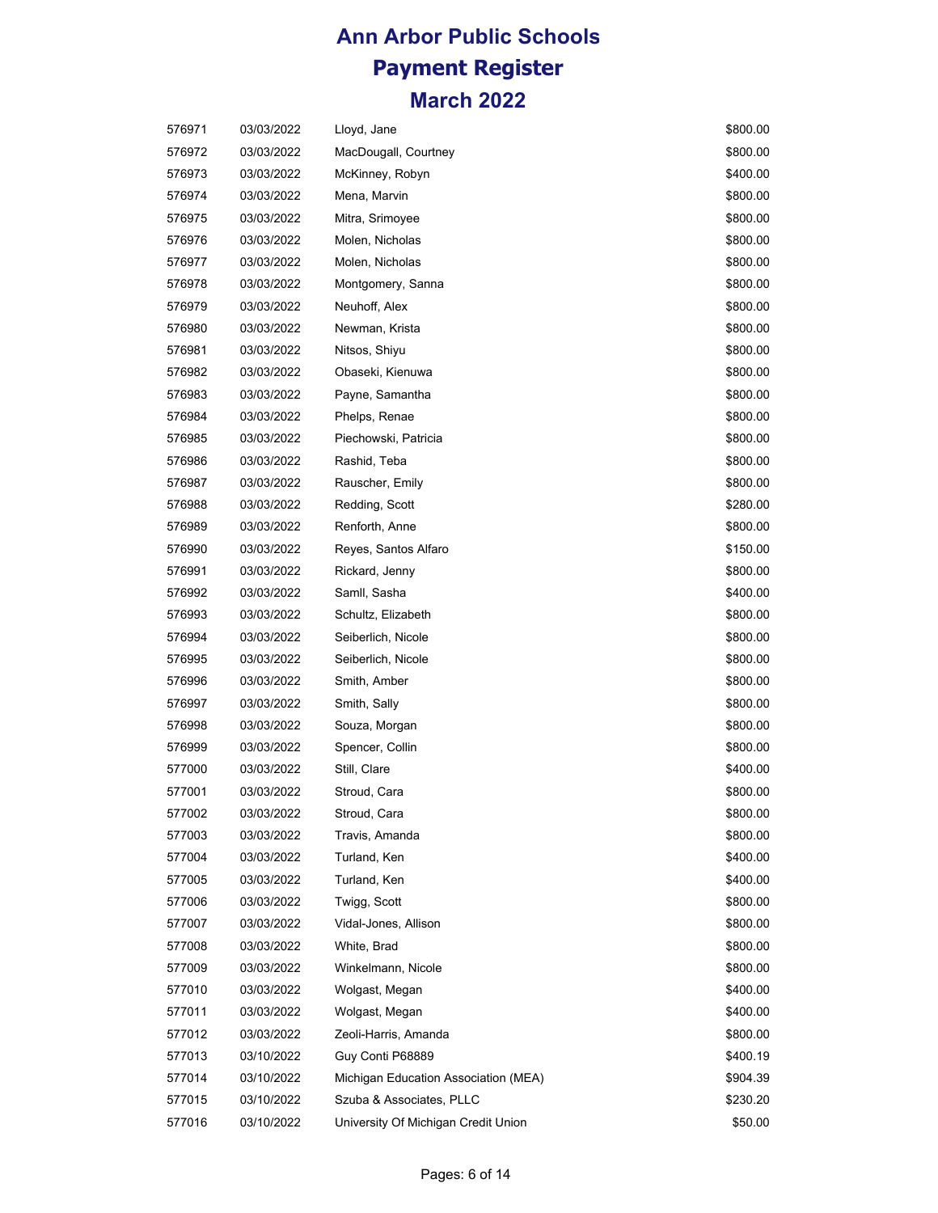# Ann Arbor Public Schools
# Payment Register
# March 2022

| | | | |
|---|---|---|---|
| 576971 | 03/03/2022 | Lloyd, Jane | $800.00 |
| 576972 | 03/03/2022 | MacDougall, Courtney | $800.00 |
| 576973 | 03/03/2022 | McKinney, Robyn | $400.00 |
| 576974 | 03/03/2022 | Mena, Marvin | $800.00 |
| 576975 | 03/03/2022 | Mitra, Srimoyee | $800.00 |
| 576976 | 03/03/2022 | Molen, Nicholas | $800.00 |
| 576977 | 03/03/2022 | Molen, Nicholas | $800.00 |
| 576978 | 03/03/2022 | Montgomery, Sanna | $800.00 |
| 576979 | 03/03/2022 | Neuhoff, Alex | $800.00 |
| 576980 | 03/03/2022 | Newman, Krista | $800.00 |
| 576981 | 03/03/2022 | Nitsos, Shiyu | $800.00 |
| 576982 | 03/03/2022 | Obaseki, Kienuwa | $800.00 |
| 576983 | 03/03/2022 | Payne, Samantha | $800.00 |
| 576984 | 03/03/2022 | Phelps, Renae | $800.00 |
| 576985 | 03/03/2022 | Piechowski, Patricia | $800.00 |
| 576986 | 03/03/2022 | Rashid, Teba | $800.00 |
| 576987 | 03/03/2022 | Rauscher, Emily | $800.00 |
| 576988 | 03/03/2022 | Redding, Scott | $280.00 |
| 576989 | 03/03/2022 | Renforth, Anne | $800.00 |
| 576990 | 03/03/2022 | Reyes, Santos Alfaro | $150.00 |
| 576991 | 03/03/2022 | Rickard, Jenny | $800.00 |
| 576992 | 03/03/2022 | Samll, Sasha | $400.00 |
| 576993 | 03/03/2022 | Schultz, Elizabeth | $800.00 |
| 576994 | 03/03/2022 | Seiberlich, Nicole | $800.00 |
| 576995 | 03/03/2022 | Seiberlich, Nicole | $800.00 |
| 576996 | 03/03/2022 | Smith, Amber | $800.00 |
| 576997 | 03/03/2022 | Smith, Sally | $800.00 |
| 576998 | 03/03/2022 | Souza, Morgan | $800.00 |
| 576999 | 03/03/2022 | Spencer, Collin | $800.00 |
| 577000 | 03/03/2022 | Still, Clare | $400.00 |
| 577001 | 03/03/2022 | Stroud, Cara | $800.00 |
| 577002 | 03/03/2022 | Stroud, Cara | $800.00 |
| 577003 | 03/03/2022 | Travis, Amanda | $800.00 |
| 577004 | 03/03/2022 | Turland, Ken | $400.00 |
| 577005 | 03/03/2022 | Turland, Ken | $400.00 |
| 577006 | 03/03/2022 | Twigg, Scott | $800.00 |
| 577007 | 03/03/2022 | Vidal-Jones, Allison | $800.00 |
| 577008 | 03/03/2022 | White, Brad | $800.00 |
| 577009 | 03/03/2022 | Winkelmann, Nicole | $800.00 |
| 577010 | 03/03/2022 | Wolgast, Megan | $400.00 |
| 577011 | 03/03/2022 | Wolgast, Megan | $400.00 |
| 577012 | 03/03/2022 | Zeoli-Harris, Amanda | $800.00 |
| 577013 | 03/10/2022 | Guy Conti P68889 | $400.19 |
| 577014 | 03/10/2022 | Michigan Education Association (MEA) | $904.39 |
| 577015 | 03/10/2022 | Szuba & Associates, PLLC | $230.20 |
| 577016 | 03/10/2022 | University Of Michigan Credit Union | $50.00 |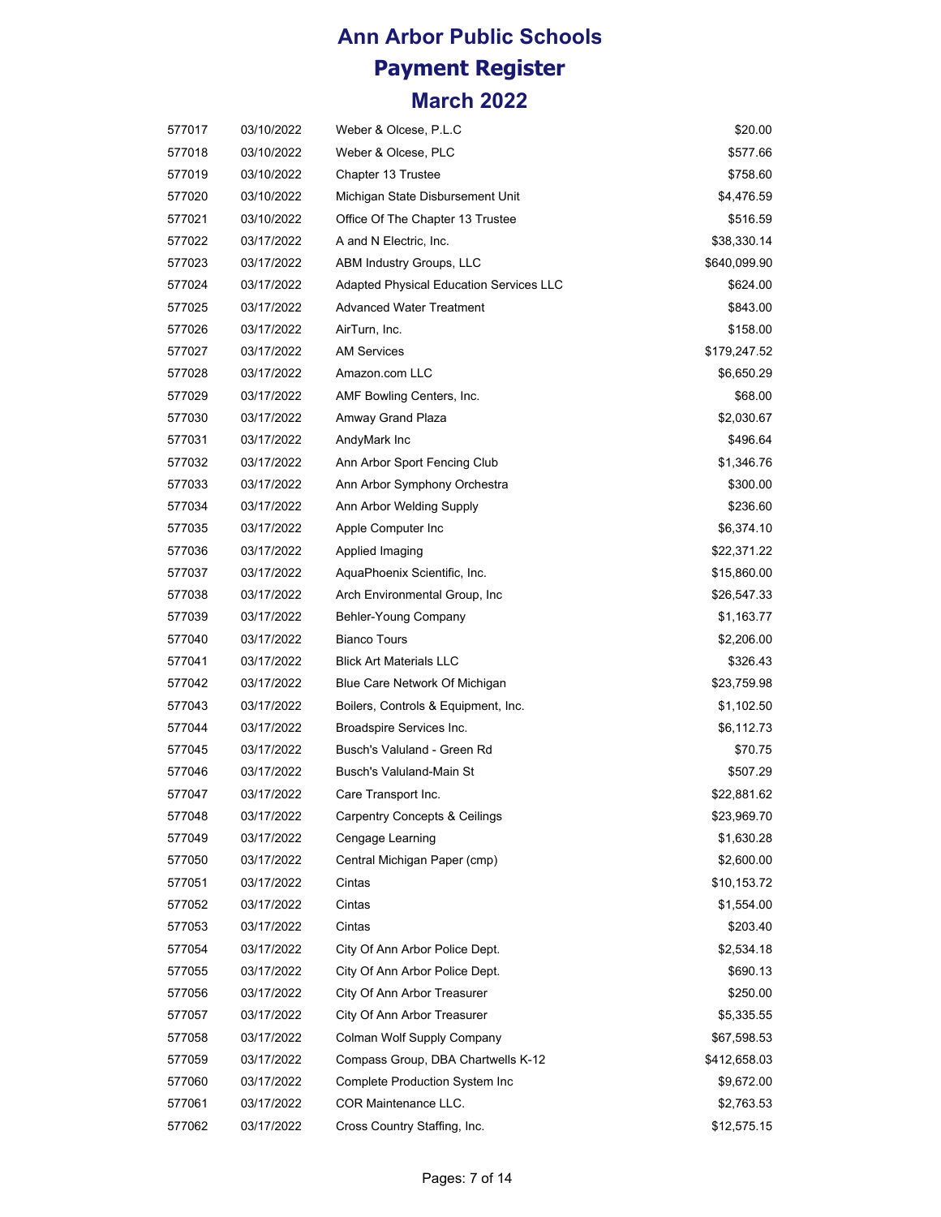# Ann Arbor Public Schools
# Payment Register
# March 2022

| | | | |
|---|---|---|---|
| 577017 | 03/10/2022 | Weber & Olcese, P.L.C | $20.00 |
| 577018 | 03/10/2022 | Weber & Olcese, PLC | $577.66 |
| 577019 | 03/10/2022 | Chapter 13 Trustee | $758.60 |
| 577020 | 03/10/2022 | Michigan State Disbursement Unit | $4,476.59 |
| 577021 | 03/10/2022 | Office Of The Chapter 13 Trustee | $516.59 |
| 577022 | 03/17/2022 | A and N Electric, Inc. | $38,330.14 |
| 577023 | 03/17/2022 | ABM Industry Groups, LLC | $640,099.90 |
| 577024 | 03/17/2022 | Adapted Physical Education Services LLC | $624.00 |
| 577025 | 03/17/2022 | Advanced Water Treatment | $843.00 |
| 577026 | 03/17/2022 | AirTurn, Inc. | $158.00 |
| 577027 | 03/17/2022 | AM Services | $179,247.52 |
| 577028 | 03/17/2022 | Amazon.com LLC | $6,650.29 |
| 577029 | 03/17/2022 | AMF Bowling Centers, Inc. | $68.00 |
| 577030 | 03/17/2022 | Amway Grand Plaza | $2,030.67 |
| 577031 | 03/17/2022 | AndyMark Inc | $496.64 |
| 577032 | 03/17/2022 | Ann Arbor Sport Fencing Club | $1,346.76 |
| 577033 | 03/17/2022 | Ann Arbor Symphony Orchestra | $300.00 |
| 577034 | 03/17/2022 | Ann Arbor Welding Supply | $236.60 |
| 577035 | 03/17/2022 | Apple Computer Inc | $6,374.10 |
| 577036 | 03/17/2022 | Applied Imaging | $22,371.22 |
| 577037 | 03/17/2022 | AquaPhoenix Scientific, Inc. | $15,860.00 |
| 577038 | 03/17/2022 | Arch Environmental Group, Inc | $26,547.33 |
| 577039 | 03/17/2022 | Behler-Young Company | $1,163.77 |
| 577040 | 03/17/2022 | Bianco Tours | $2,206.00 |
| 577041 | 03/17/2022 | Blick Art Materials LLC | $326.43 |
| 577042 | 03/17/2022 | Blue Care Network Of Michigan | $23,759.98 |
| 577043 | 03/17/2022 | Boilers, Controls & Equipment, Inc. | $1,102.50 |
| 577044 | 03/17/2022 | Broadspire Services Inc. | $6,112.73 |
| 577045 | 03/17/2022 | Busch's Valuland - Green Rd | $70.75 |
| 577046 | 03/17/2022 | Busch's Valuland-Main St | $507.29 |
| 577047 | 03/17/2022 | Care Transport Inc. | $22,881.62 |
| 577048 | 03/17/2022 | Carpentry Concepts & Ceilings | $23,969.70 |
| 577049 | 03/17/2022 | Cengage Learning | $1,630.28 |
| 577050 | 03/17/2022 | Central Michigan Paper (cmp) | $2,600.00 |
| 577051 | 03/17/2022 | Cintas | $10,153.72 |
| 577052 | 03/17/2022 | Cintas | $1,554.00 |
| 577053 | 03/17/2022 | Cintas | $203.40 |
| 577054 | 03/17/2022 | City Of Ann Arbor Police Dept. | $2,534.18 |
| 577055 | 03/17/2022 | City Of Ann Arbor Police Dept. | $690.13 |
| 577056 | 03/17/2022 | City Of Ann Arbor Treasurer | $250.00 |
| 577057 | 03/17/2022 | City Of Ann Arbor Treasurer | $5,335.55 |
| 577058 | 03/17/2022 | Colman Wolf Supply Company | $67,598.53 |
| 577059 | 03/17/2022 | Compass Group, DBA Chartwells K-12 | $412,658.03 |
| 577060 | 03/17/2022 | Complete Production System Inc | $9,672.00 |
| 577061 | 03/17/2022 | COR Maintenance LLC. | $2,763.53 |
| 577062 | 03/17/2022 | Cross Country Staffing, Inc. | $12,575.15 |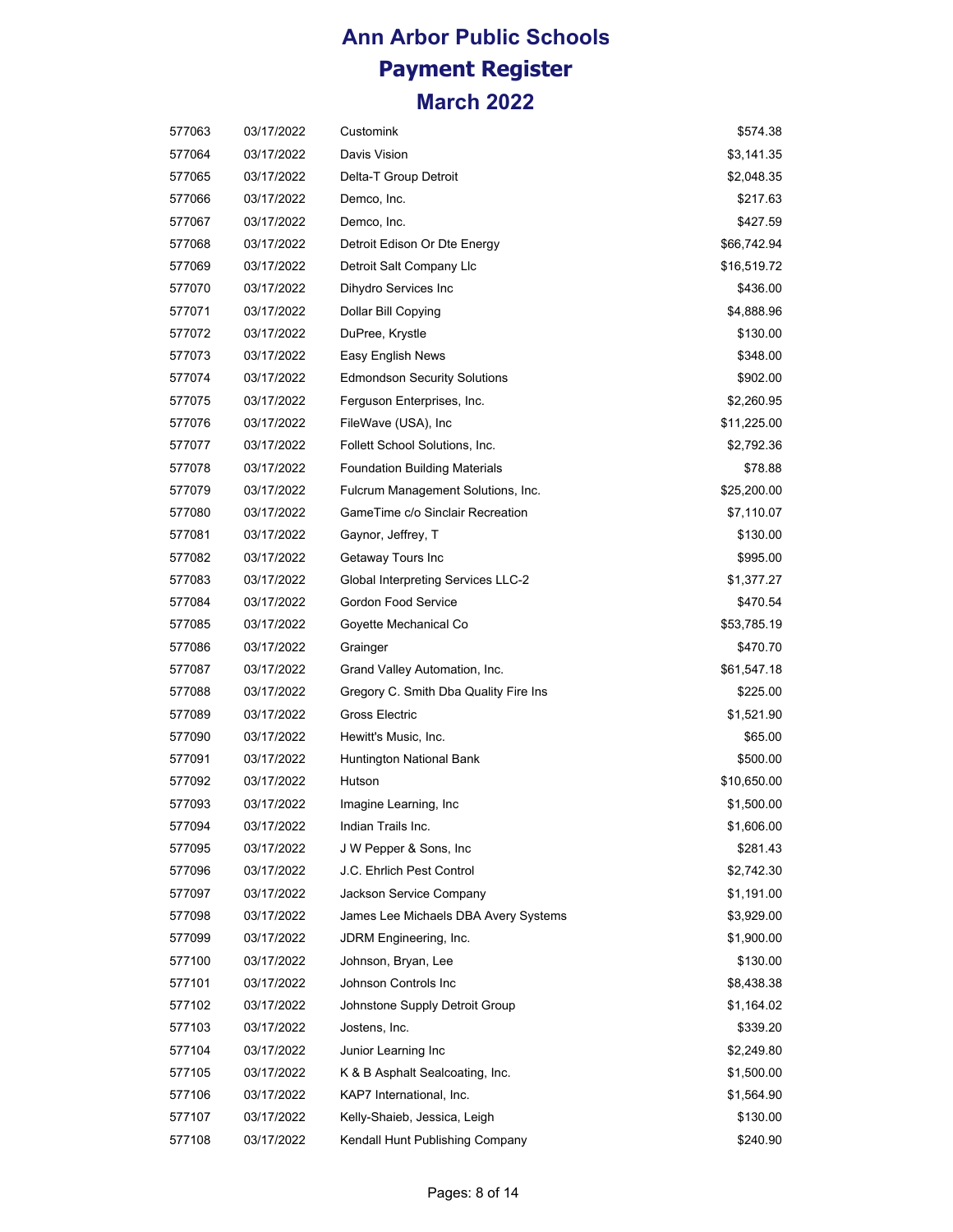# Ann Arbor Public Schools
# Payment Register
## March 2022

| | | | |
|---|---|---|---|
| 577063 | 03/17/2022 | Customink | $574.38 |
| 577064 | 03/17/2022 | Davis Vision | $3,141.35 |
| 577065 | 03/17/2022 | Delta-T Group Detroit | $2,048.35 |
| 577066 | 03/17/2022 | Demco, Inc. | $217.63 |
| 577067 | 03/17/2022 | Demco, Inc. | $427.59 |
| 577068 | 03/17/2022 | Detroit Edison Or Dte Energy | $66,742.94 |
| 577069 | 03/17/2022 | Detroit Salt Company Llc | $16,519.72 |
| 577070 | 03/17/2022 | Dihydro Services Inc | $436.00 |
| 577071 | 03/17/2022 | Dollar Bill Copying | $4,888.96 |
| 577072 | 03/17/2022 | DuPree, Krystle | $130.00 |
| 577073 | 03/17/2022 | Easy English News | $348.00 |
| 577074 | 03/17/2022 | Edmondson Security Solutions | $902.00 |
| 577075 | 03/17/2022 | Ferguson Enterprises, Inc. | $2,260.95 |
| 577076 | 03/17/2022 | FileWave (USA), Inc | $11,225.00 |
| 577077 | 03/17/2022 | Follett School Solutions, Inc. | $2,792.36 |
| 577078 | 03/17/2022 | Foundation Building Materials | $78.88 |
| 577079 | 03/17/2022 | Fulcrum Management Solutions, Inc. | $25,200.00 |
| 577080 | 03/17/2022 | GameTime c/o Sinclair Recreation | $7,110.07 |
| 577081 | 03/17/2022 | Gaynor, Jeffrey, T | $130.00 |
| 577082 | 03/17/2022 | Getaway Tours Inc | $995.00 |
| 577083 | 03/17/2022 | Global Interpreting Services LLC-2 | $1,377.27 |
| 577084 | 03/17/2022 | Gordon Food Service | $470.54 |
| 577085 | 03/17/2022 | Goyette Mechanical Co | $53,785.19 |
| 577086 | 03/17/2022 | Grainger | $470.70 |
| 577087 | 03/17/2022 | Grand Valley Automation, Inc. | $61,547.18 |
| 577088 | 03/17/2022 | Gregory C. Smith Dba Quality Fire Ins | $225.00 |
| 577089 | 03/17/2022 | Gross Electric | $1,521.90 |
| 577090 | 03/17/2022 | Hewitt's Music, Inc. | $65.00 |
| 577091 | 03/17/2022 | Huntington National Bank | $500.00 |
| 577092 | 03/17/2022 | Hutson | $10,650.00 |
| 577093 | 03/17/2022 | Imagine Learning, Inc | $1,500.00 |
| 577094 | 03/17/2022 | Indian Trails Inc. | $1,606.00 |
| 577095 | 03/17/2022 | J W Pepper & Sons, Inc | $281.43 |
| 577096 | 03/17/2022 | J.C. Ehrlich Pest Control | $2,742.30 |
| 577097 | 03/17/2022 | Jackson Service Company | $1,191.00 |
| 577098 | 03/17/2022 | James Lee Michaels DBA Avery Systems | $3,929.00 |
| 577099 | 03/17/2022 | JDRM Engineering, Inc. | $1,900.00 |
| 577100 | 03/17/2022 | Johnson, Bryan, Lee | $130.00 |
| 577101 | 03/17/2022 | Johnson Controls Inc | $8,438.38 |
| 577102 | 03/17/2022 | Johnstone Supply Detroit Group | $1,164.02 |
| 577103 | 03/17/2022 | Jostens, Inc. | $339.20 |
| 577104 | 03/17/2022 | Junior Learning Inc | $2,249.80 |
| 577105 | 03/17/2022 | K & B Asphalt Sealcoating, Inc. | $1,500.00 |
| 577106 | 03/17/2022 | KAP7 International, Inc. | $1,564.90 |
| 577107 | 03/17/2022 | Kelly-Shaieb, Jessica, Leigh | $130.00 |
| 577108 | 03/17/2022 | Kendall Hunt Publishing Company | $240.90 |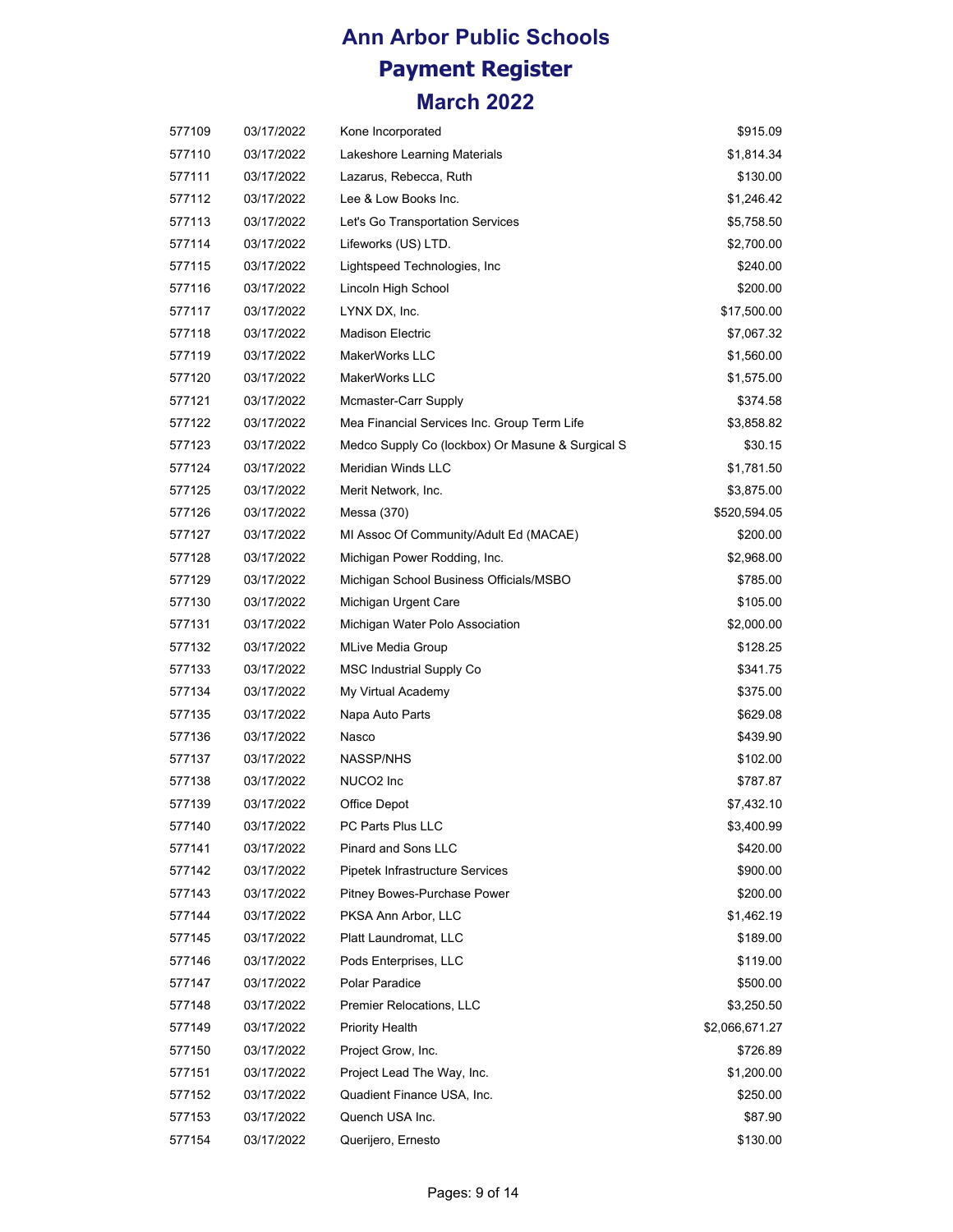# Ann Arbor Public Schools
# Payment Register
# March 2022

| | | | |
|---|---|---|---|
| 577109 | 03/17/2022 | Kone Incorporated | $915.09 |
| 577110 | 03/17/2022 | Lakeshore Learning Materials | $1,814.34 |
| 577111 | 03/17/2022 | Lazarus, Rebecca, Ruth | $130.00 |
| 577112 | 03/17/2022 | Lee & Low Books Inc. | $1,246.42 |
| 577113 | 03/17/2022 | Let's Go Transportation Services | $5,758.50 |
| 577114 | 03/17/2022 | Lifeworks (US) LTD. | $2,700.00 |
| 577115 | 03/17/2022 | Lightspeed Technologies, Inc | $240.00 |
| 577116 | 03/17/2022 | Lincoln High School | $200.00 |
| 577117 | 03/17/2022 | LYNX DX, Inc. | $17,500.00 |
| 577118 | 03/17/2022 | Madison Electric | $7,067.32 |
| 577119 | 03/17/2022 | MakerWorks LLC | $1,560.00 |
| 577120 | 03/17/2022 | MakerWorks LLC | $1,575.00 |
| 577121 | 03/17/2022 | Mcmaster-Carr Supply | $374.58 |
| 577122 | 03/17/2022 | Mea Financial Services Inc. Group Term Life | $3,858.82 |
| 577123 | 03/17/2022 | Medco Supply Co (lockbox) Or Masune & Surgical S | $30.15 |
| 577124 | 03/17/2022 | Meridian Winds LLC | $1,781.50 |
| 577125 | 03/17/2022 | Merit Network, Inc. | $3,875.00 |
| 577126 | 03/17/2022 | Messa (370) | $520,594.05 |
| 577127 | 03/17/2022 | MI Assoc Of Community/Adult Ed (MACAE) | $200.00 |
| 577128 | 03/17/2022 | Michigan Power Rodding, Inc. | $2,968.00 |
| 577129 | 03/17/2022 | Michigan School Business Officials/MSBO | $785.00 |
| 577130 | 03/17/2022 | Michigan Urgent Care | $105.00 |
| 577131 | 03/17/2022 | Michigan Water Polo Association | $2,000.00 |
| 577132 | 03/17/2022 | MLive Media Group | $128.25 |
| 577133 | 03/17/2022 | MSC Industrial Supply Co | $341.75 |
| 577134 | 03/17/2022 | My Virtual Academy | $375.00 |
| 577135 | 03/17/2022 | Napa Auto Parts | $629.08 |
| 577136 | 03/17/2022 | Nasco | $439.90 |
| 577137 | 03/17/2022 | NASSP/NHS | $102.00 |
| 577138 | 03/17/2022 | NUCO2 Inc | $787.87 |
| 577139 | 03/17/2022 | Office Depot | $7,432.10 |
| 577140 | 03/17/2022 | PC Parts Plus LLC | $3,400.99 |
| 577141 | 03/17/2022 | Pinard and Sons LLC | $420.00 |
| 577142 | 03/17/2022 | Pipetek Infrastructure Services | $900.00 |
| 577143 | 03/17/2022 | Pitney Bowes-Purchase Power | $200.00 |
| 577144 | 03/17/2022 | PKSA Ann Arbor, LLC | $1,462.19 |
| 577145 | 03/17/2022 | Platt Laundromat, LLC | $189.00 |
| 577146 | 03/17/2022 | Pods Enterprises, LLC | $119.00 |
| 577147 | 03/17/2022 | Polar Paradice | $500.00 |
| 577148 | 03/17/2022 | Premier Relocations, LLC | $3,250.50 |
| 577149 | 03/17/2022 | Priority Health | $2,066,671.27 |
| 577150 | 03/17/2022 | Project Grow, Inc. | $726.89 |
| 577151 | 03/17/2022 | Project Lead The Way, Inc. | $1,200.00 |
| 577152 | 03/17/2022 | Quadient Finance USA, Inc. | $250.00 |
| 577153 | 03/17/2022 | Quench USA Inc. | $87.90 |
| 577154 | 03/17/2022 | Querijero, Ernesto | $130.00 |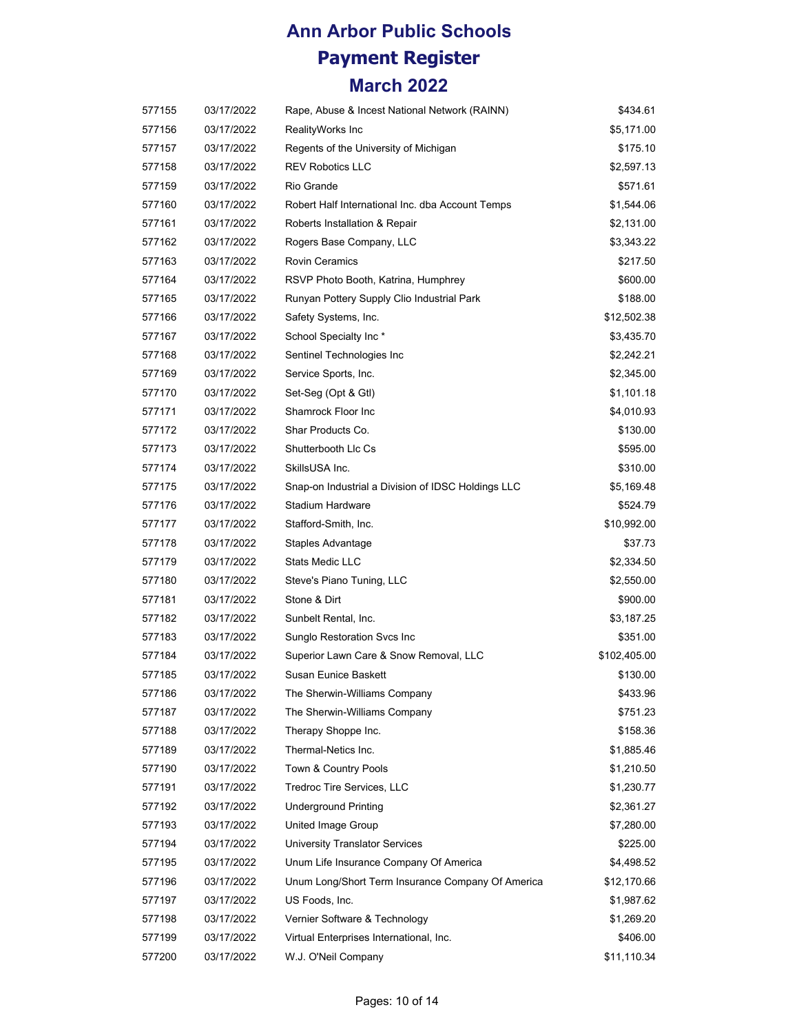# Ann Arbor Public Schools
# Payment Register
## March 2022

| | | | |
|---|---|---|---|
| 577155 | 03/17/2022 | Rape, Abuse & Incest National Network (RAINN) | $434.61 |
| 577156 | 03/17/2022 | RealityWorks Inc | $5,171.00 |
| 577157 | 03/17/2022 | Regents of the University of Michigan | $175.10 |
| 577158 | 03/17/2022 | REV Robotics LLC | $2,597.13 |
| 577159 | 03/17/2022 | Rio Grande | $571.61 |
| 577160 | 03/17/2022 | Robert Half International Inc. dba Account Temps | $1,544.06 |
| 577161 | 03/17/2022 | Roberts Installation & Repair | $2,131.00 |
| 577162 | 03/17/2022 | Rogers Base Company, LLC | $3,343.22 |
| 577163 | 03/17/2022 | Rovin Ceramics | $217.50 |
| 577164 | 03/17/2022 | RSVP Photo Booth, Katrina, Humphrey | $600.00 |
| 577165 | 03/17/2022 | Runyan Pottery Supply Clio Industrial Park | $188.00 |
| 577166 | 03/17/2022 | Safety Systems, Inc. | $12,502.38 |
| 577167 | 03/17/2022 | School Specialty Inc * | $3,435.70 |
| 577168 | 03/17/2022 | Sentinel Technologies Inc | $2,242.21 |
| 577169 | 03/17/2022 | Service Sports, Inc. | $2,345.00 |
| 577170 | 03/17/2022 | Set-Seg (Opt & Gtl) | $1,101.18 |
| 577171 | 03/17/2022 | Shamrock Floor Inc | $4,010.93 |
| 577172 | 03/17/2022 | Shar Products Co. | $130.00 |
| 577173 | 03/17/2022 | Shutterbooth Llc Cs | $595.00 |
| 577174 | 03/17/2022 | SkillsUSA Inc. | $310.00 |
| 577175 | 03/17/2022 | Snap-on Industrial a Division of IDSC Holdings LLC | $5,169.48 |
| 577176 | 03/17/2022 | Stadium Hardware | $524.79 |
| 577177 | 03/17/2022 | Stafford-Smith, Inc. | $10,992.00 |
| 577178 | 03/17/2022 | Staples Advantage | $37.73 |
| 577179 | 03/17/2022 | Stats Medic LLC | $2,334.50 |
| 577180 | 03/17/2022 | Steve's Piano Tuning, LLC | $2,550.00 |
| 577181 | 03/17/2022 | Stone & Dirt | $900.00 |
| 577182 | 03/17/2022 | Sunbelt Rental, Inc. | $3,187.25 |
| 577183 | 03/17/2022 | Sunglo Restoration Svcs Inc | $351.00 |
| 577184 | 03/17/2022 | Superior Lawn Care & Snow Removal, LLC | $102,405.00 |
| 577185 | 03/17/2022 | Susan Eunice Baskett | $130.00 |
| 577186 | 03/17/2022 | The Sherwin-Williams Company | $433.96 |
| 577187 | 03/17/2022 | The Sherwin-Williams Company | $751.23 |
| 577188 | 03/17/2022 | Therapy Shoppe Inc. | $158.36 |
| 577189 | 03/17/2022 | Thermal-Netics Inc. | $1,885.46 |
| 577190 | 03/17/2022 | Town & Country Pools | $1,210.50 |
| 577191 | 03/17/2022 | Tredroc Tire Services, LLC | $1,230.77 |
| 577192 | 03/17/2022 | Underground Printing | $2,361.27 |
| 577193 | 03/17/2022 | United Image Group | $7,280.00 |
| 577194 | 03/17/2022 | University Translator Services | $225.00 |
| 577195 | 03/17/2022 | Unum Life Insurance Company Of America | $4,498.52 |
| 577196 | 03/17/2022 | Unum Long/Short Term Insurance Company Of America | $12,170.66 |
| 577197 | 03/17/2022 | US Foods, Inc. | $1,987.62 |
| 577198 | 03/17/2022 | Vernier Software & Technology | $1,269.20 |
| 577199 | 03/17/2022 | Virtual Enterprises International, Inc. | $406.00 |
| 577200 | 03/17/2022 | W.J. O'Neil Company | $11,110.34 |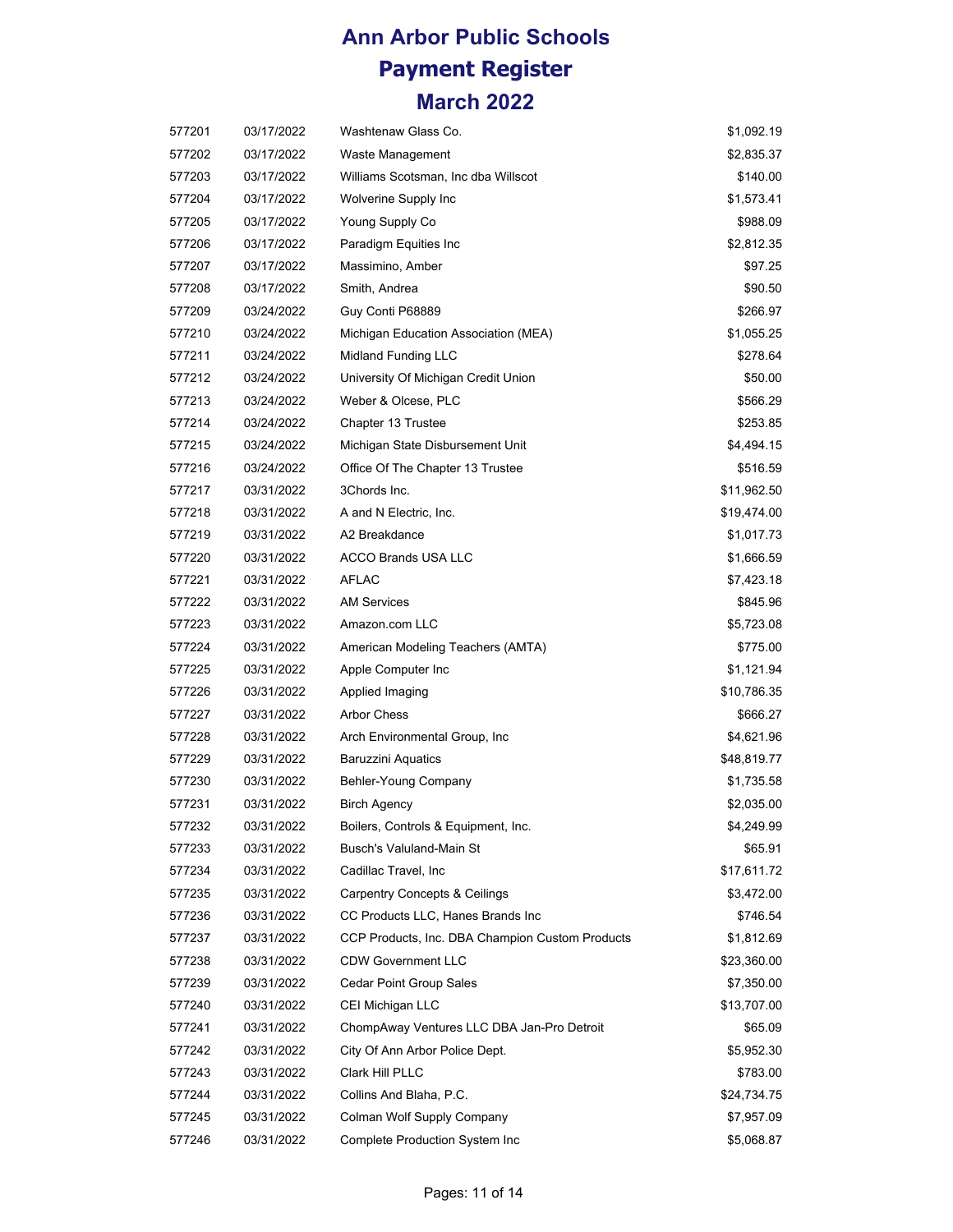# Ann Arbor Public Schools
## Payment Register
### March 2022

| | | | |
|---|---|---|---|
| 577201 | 03/17/2022 | Washtenaw Glass Co. | $1,092.19 |
| 577202 | 03/17/2022 | Waste Management | $2,835.37 |
| 577203 | 03/17/2022 | Williams Scotsman, Inc dba Willscot | $140.00 |
| 577204 | 03/17/2022 | Wolverine Supply Inc | $1,573.41 |
| 577205 | 03/17/2022 | Young Supply Co | $988.09 |
| 577206 | 03/17/2022 | Paradigm Equities Inc | $2,812.35 |
| 577207 | 03/17/2022 | Massimino, Amber | $97.25 |
| 577208 | 03/17/2022 | Smith, Andrea | $90.50 |
| 577209 | 03/24/2022 | Guy Conti P68889 | $266.97 |
| 577210 | 03/24/2022 | Michigan Education Association (MEA) | $1,055.25 |
| 577211 | 03/24/2022 | Midland Funding LLC | $278.64 |
| 577212 | 03/24/2022 | University Of Michigan Credit Union | $50.00 |
| 577213 | 03/24/2022 | Weber & Olcese, PLC | $566.29 |
| 577214 | 03/24/2022 | Chapter 13 Trustee | $253.85 |
| 577215 | 03/24/2022 | Michigan State Disbursement Unit | $4,494.15 |
| 577216 | 03/24/2022 | Office Of The Chapter 13 Trustee | $516.59 |
| 577217 | 03/31/2022 | 3Chords Inc. | $11,962.50 |
| 577218 | 03/31/2022 | A and N Electric, Inc. | $19,474.00 |
| 577219 | 03/31/2022 | A2 Breakdance | $1,017.73 |
| 577220 | 03/31/2022 | ACCO Brands USA LLC | $1,666.59 |
| 577221 | 03/31/2022 | AFLAC | $7,423.18 |
| 577222 | 03/31/2022 | AM Services | $845.96 |
| 577223 | 03/31/2022 | Amazon.com LLC | $5,723.08 |
| 577224 | 03/31/2022 | American Modeling Teachers (AMTA) | $775.00 |
| 577225 | 03/31/2022 | Apple Computer Inc | $1,121.94 |
| 577226 | 03/31/2022 | Applied Imaging | $10,786.35 |
| 577227 | 03/31/2022 | Arbor Chess | $666.27 |
| 577228 | 03/31/2022 | Arch Environmental Group, Inc | $4,621.96 |
| 577229 | 03/31/2022 | Baruzzini Aquatics | $48,819.77 |
| 577230 | 03/31/2022 | Behler-Young Company | $1,735.58 |
| 577231 | 03/31/2022 | Birch Agency | $2,035.00 |
| 577232 | 03/31/2022 | Boilers, Controls & Equipment, Inc. | $4,249.99 |
| 577233 | 03/31/2022 | Busch's Valuland-Main St | $65.91 |
| 577234 | 03/31/2022 | Cadillac Travel, Inc | $17,611.72 |
| 577235 | 03/31/2022 | Carpentry Concepts & Ceilings | $3,472.00 |
| 577236 | 03/31/2022 | CC Products LLC, Hanes Brands Inc | $746.54 |
| 577237 | 03/31/2022 | CCP Products, Inc. DBA Champion Custom Products | $1,812.69 |
| 577238 | 03/31/2022 | CDW Government LLC | $23,360.00 |
| 577239 | 03/31/2022 | Cedar Point Group Sales | $7,350.00 |
| 577240 | 03/31/2022 | CEI Michigan LLC | $13,707.00 |
| 577241 | 03/31/2022 | ChompAway Ventures LLC DBA Jan-Pro Detroit | $65.09 |
| 577242 | 03/31/2022 | City Of Ann Arbor Police Dept. | $5,952.30 |
| 577243 | 03/31/2022 | Clark Hill PLLC | $783.00 |
| 577244 | 03/31/2022 | Collins And Blaha, P.C. | $24,734.75 |
| 577245 | 03/31/2022 | Colman Wolf Supply Company | $7,957.09 |
| 577246 | 03/31/2022 | Complete Production System Inc | $5,068.87 |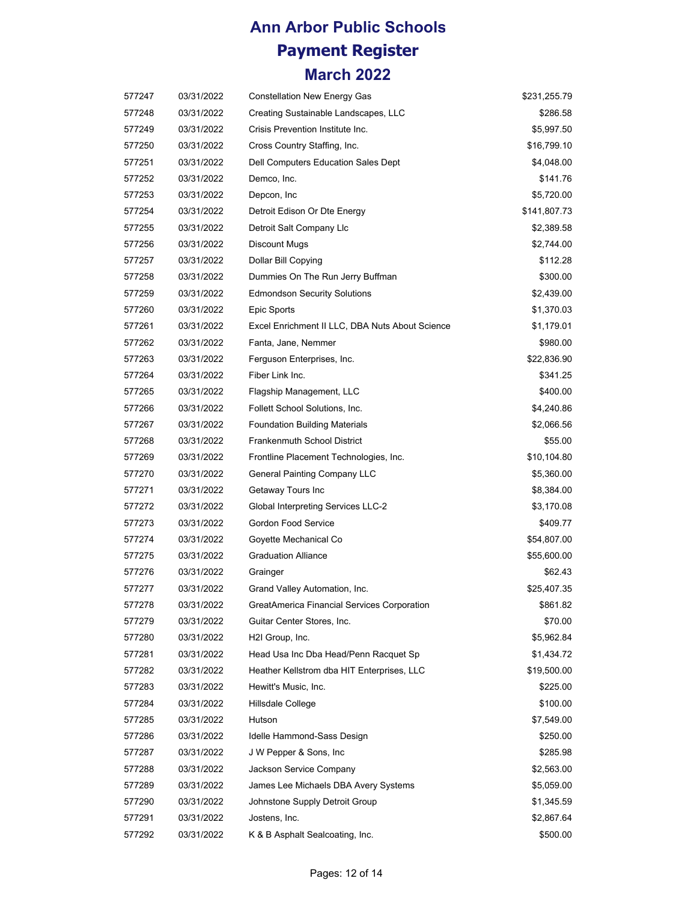# Ann Arbor Public Schools
# Payment Register
# March 2022

| | | | |
|---|---|---|---|
| 577247 | 03/31/2022 | Constellation New Energy Gas | $231,255.79 |
| 577248 | 03/31/2022 | Creating Sustainable Landscapes, LLC | $286.58 |
| 577249 | 03/31/2022 | Crisis Prevention Institute Inc. | $5,997.50 |
| 577250 | 03/31/2022 | Cross Country Staffing, Inc. | $16,799.10 |
| 577251 | 03/31/2022 | Dell Computers Education Sales Dept | $4,048.00 |
| 577252 | 03/31/2022 | Demco, Inc. | $141.76 |
| 577253 | 03/31/2022 | Depcon, Inc | $5,720.00 |
| 577254 | 03/31/2022 | Detroit Edison Or Dte Energy | $141,807.73 |
| 577255 | 03/31/2022 | Detroit Salt Company Llc | $2,389.58 |
| 577256 | 03/31/2022 | Discount Mugs | $2,744.00 |
| 577257 | 03/31/2022 | Dollar Bill Copying | $112.28 |
| 577258 | 03/31/2022 | Dummies On The Run Jerry Buffman | $300.00 |
| 577259 | 03/31/2022 | Edmondson Security Solutions | $2,439.00 |
| 577260 | 03/31/2022 | Epic Sports | $1,370.03 |
| 577261 | 03/31/2022 | Excel Enrichment II LLC, DBA Nuts About Science | $1,179.01 |
| 577262 | 03/31/2022 | Fanta, Jane, Nemmer | $980.00 |
| 577263 | 03/31/2022 | Ferguson Enterprises, Inc. | $22,836.90 |
| 577264 | 03/31/2022 | Fiber Link Inc. | $341.25 |
| 577265 | 03/31/2022 | Flagship Management, LLC | $400.00 |
| 577266 | 03/31/2022 | Follett School Solutions, Inc. | $4,240.86 |
| 577267 | 03/31/2022 | Foundation Building Materials | $2,066.56 |
| 577268 | 03/31/2022 | Frankenmuth School District | $55.00 |
| 577269 | 03/31/2022 | Frontline Placement Technologies, Inc. | $10,104.80 |
| 577270 | 03/31/2022 | General Painting Company LLC | $5,360.00 |
| 577271 | 03/31/2022 | Getaway Tours Inc | $8,384.00 |
| 577272 | 03/31/2022 | Global Interpreting Services LLC-2 | $3,170.08 |
| 577273 | 03/31/2022 | Gordon Food Service | $409.77 |
| 577274 | 03/31/2022 | Goyette Mechanical Co | $54,807.00 |
| 577275 | 03/31/2022 | Graduation Alliance | $55,600.00 |
| 577276 | 03/31/2022 | Grainger | $62.43 |
| 577277 | 03/31/2022 | Grand Valley Automation, Inc. | $25,407.35 |
| 577278 | 03/31/2022 | GreatAmerica Financial Services Corporation | $861.82 |
| 577279 | 03/31/2022 | Guitar Center Stores, Inc. | $70.00 |
| 577280 | 03/31/2022 | H2I Group, Inc. | $5,962.84 |
| 577281 | 03/31/2022 | Head Usa Inc Dba Head/Penn Racquet Sp | $1,434.72 |
| 577282 | 03/31/2022 | Heather Kellstrom dba HIT Enterprises, LLC | $19,500.00 |
| 577283 | 03/31/2022 | Hewitt's Music, Inc. | $225.00 |
| 577284 | 03/31/2022 | Hillsdale College | $100.00 |
| 577285 | 03/31/2022 | Hutson | $7,549.00 |
| 577286 | 03/31/2022 | Idelle Hammond-Sass Design | $250.00 |
| 577287 | 03/31/2022 | J W Pepper & Sons, Inc | $285.98 |
| 577288 | 03/31/2022 | Jackson Service Company | $2,563.00 |
| 577289 | 03/31/2022 | James Lee Michaels DBA Avery Systems | $5,059.00 |
| 577290 | 03/31/2022 | Johnstone Supply Detroit Group | $1,345.59 |
| 577291 | 03/31/2022 | Jostens, Inc. | $2,867.64 |
| 577292 | 03/31/2022 | K & B Asphalt Sealcoating, Inc. | $500.00 |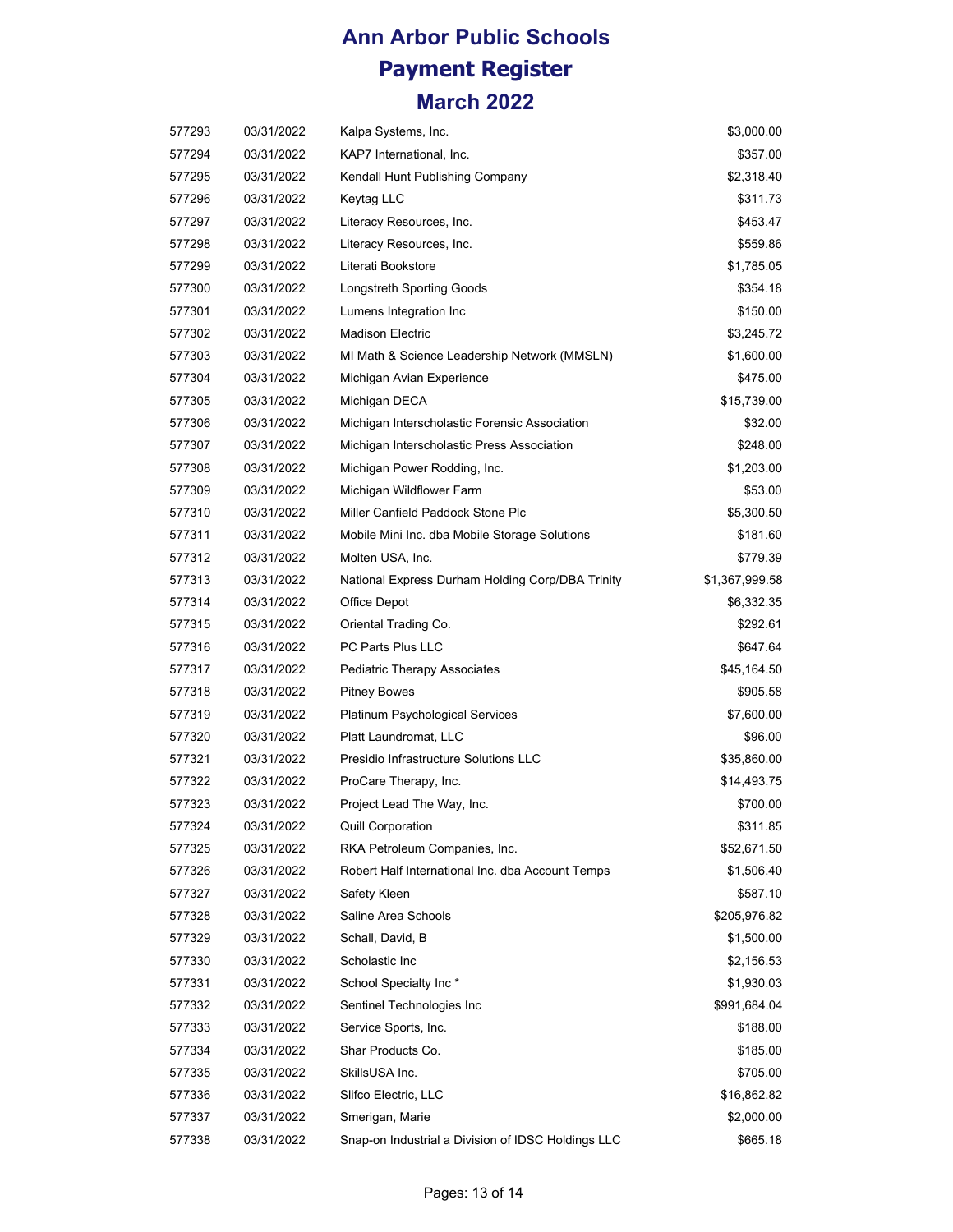# Ann Arbor Public Schools
## Payment Register
### March 2022

| | | | |
|---|---|---|---|
| 577293 | 03/31/2022 | Kalpa Systems, Inc. | $3,000.00 |
| 577294 | 03/31/2022 | KAP7 International, Inc. | $357.00 |
| 577295 | 03/31/2022 | Kendall Hunt Publishing Company | $2,318.40 |
| 577296 | 03/31/2022 | Keytag LLC | $311.73 |
| 577297 | 03/31/2022 | Literacy Resources, Inc. | $453.47 |
| 577298 | 03/31/2022 | Literacy Resources, Inc. | $559.86 |
| 577299 | 03/31/2022 | Literati Bookstore | $1,785.05 |
| 577300 | 03/31/2022 | Longstreth Sporting Goods | $354.18 |
| 577301 | 03/31/2022 | Lumens Integration Inc | $150.00 |
| 577302 | 03/31/2022 | Madison Electric | $3,245.72 |
| 577303 | 03/31/2022 | MI Math & Science Leadership Network (MMSLN) | $1,600.00 |
| 577304 | 03/31/2022 | Michigan Avian Experience | $475.00 |
| 577305 | 03/31/2022 | Michigan DECA | $15,739.00 |
| 577306 | 03/31/2022 | Michigan Interscholastic Forensic Association | $32.00 |
| 577307 | 03/31/2022 | Michigan Interscholastic Press Association | $248.00 |
| 577308 | 03/31/2022 | Michigan Power Rodding, Inc. | $1,203.00 |
| 577309 | 03/31/2022 | Michigan Wildflower Farm | $53.00 |
| 577310 | 03/31/2022 | Miller Canfield Paddock Stone Plc | $5,300.50 |
| 577311 | 03/31/2022 | Mobile Mini Inc. dba Mobile Storage Solutions | $181.60 |
| 577312 | 03/31/2022 | Molten USA, Inc. | $779.39 |
| 577313 | 03/31/2022 | National Express Durham Holding Corp/DBA Trinity | $1,367,999.58 |
| 577314 | 03/31/2022 | Office Depot | $6,332.35 |
| 577315 | 03/31/2022 | Oriental Trading Co. | $292.61 |
| 577316 | 03/31/2022 | PC Parts Plus LLC | $647.64 |
| 577317 | 03/31/2022 | Pediatric Therapy Associates | $45,164.50 |
| 577318 | 03/31/2022 | Pitney Bowes | $905.58 |
| 577319 | 03/31/2022 | Platinum Psychological Services | $7,600.00 |
| 577320 | 03/31/2022 | Platt Laundromat, LLC | $96.00 |
| 577321 | 03/31/2022 | Presidio Infrastructure Solutions LLC | $35,860.00 |
| 577322 | 03/31/2022 | ProCare Therapy, Inc. | $14,493.75 |
| 577323 | 03/31/2022 | Project Lead The Way, Inc. | $700.00 |
| 577324 | 03/31/2022 | Quill Corporation | $311.85 |
| 577325 | 03/31/2022 | RKA Petroleum Companies, Inc. | $52,671.50 |
| 577326 | 03/31/2022 | Robert Half International Inc. dba Account Temps | $1,506.40 |
| 577327 | 03/31/2022 | Safety Kleen | $587.10 |
| 577328 | 03/31/2022 | Saline Area Schools | $205,976.82 |
| 577329 | 03/31/2022 | Schall, David, B | $1,500.00 |
| 577330 | 03/31/2022 | Scholastic Inc | $2,156.53 |
| 577331 | 03/31/2022 | School Specialty Inc * | $1,930.03 |
| 577332 | 03/31/2022 | Sentinel Technologies Inc | $991,684.04 |
| 577333 | 03/31/2022 | Service Sports, Inc. | $188.00 |
| 577334 | 03/31/2022 | Shar Products Co. | $185.00 |
| 577335 | 03/31/2022 | SkillsUSA Inc. | $705.00 |
| 577336 | 03/31/2022 | Slifco Electric, LLC | $16,862.82 |
| 577337 | 03/31/2022 | Smerigan, Marie | $2,000.00 |
| 577338 | 03/31/2022 | Snap-on Industrial a Division of IDSC Holdings LLC | $665.18 |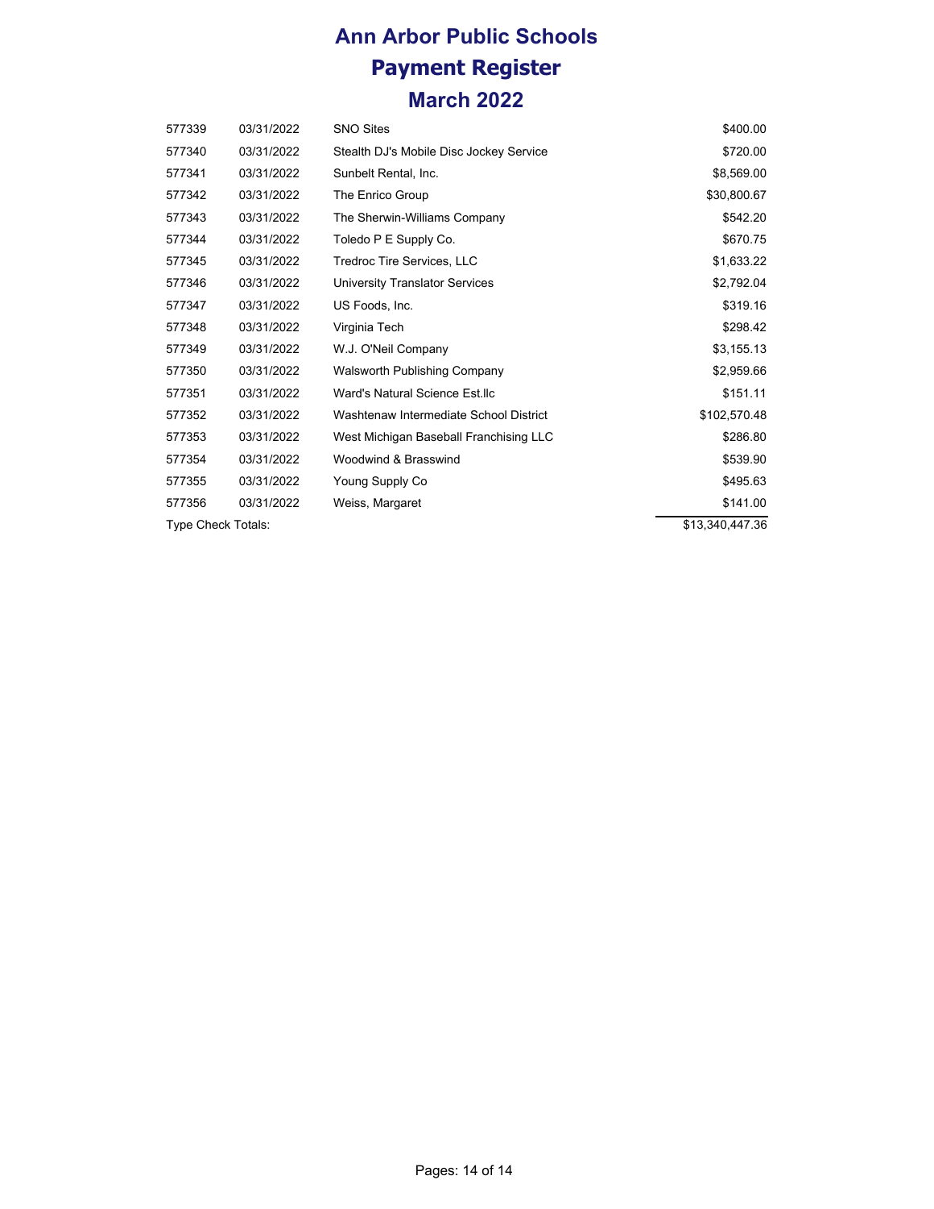# Ann Arbor Public Schools
# Payment Register
# March 2022

| | | | |
|---|---|---|---|
| 577339 | 03/31/2022 | SNO Sites | $400.00 |
| 577340 | 03/31/2022 | Stealth DJ's Mobile Disc Jockey Service | $720.00 |
| 577341 | 03/31/2022 | Sunbelt Rental, Inc. | $8,569.00 |
| 577342 | 03/31/2022 | The Enrico Group | $30,800.67 |
| 577343 | 03/31/2022 | The Sherwin-Williams Company | $542.20 |
| 577344 | 03/31/2022 | Toledo P E Supply Co. | $670.75 |
| 577345 | 03/31/2022 | Tredroc Tire Services, LLC | $1,633.22 |
| 577346 | 03/31/2022 | University Translator Services | $2,792.04 |
| 577347 | 03/31/2022 | US Foods, Inc. | $319.16 |
| 577348 | 03/31/2022 | Virginia Tech | $298.42 |
| 577349 | 03/31/2022 | W.J. O'Neil Company | $3,155.13 |
| 577350 | 03/31/2022 | Walsworth Publishing Company | $2,959.66 |
| 577351 | 03/31/2022 | Ward's Natural Science Est.llc | $151.11 |
| 577352 | 03/31/2022 | Washtenaw Intermediate School District | $102,570.48 |
| 577353 | 03/31/2022 | West Michigan Baseball Franchising LLC | $286.80 |
| 577354 | 03/31/2022 | Woodwind & Brasswind | $539.90 |
| 577355 | 03/31/2022 | Young Supply Co | $495.63 |
| 577356 | 03/31/2022 | Weiss, Margaret | $141.00 |
| Type Check Totals: | | | $13,340,447.36 |